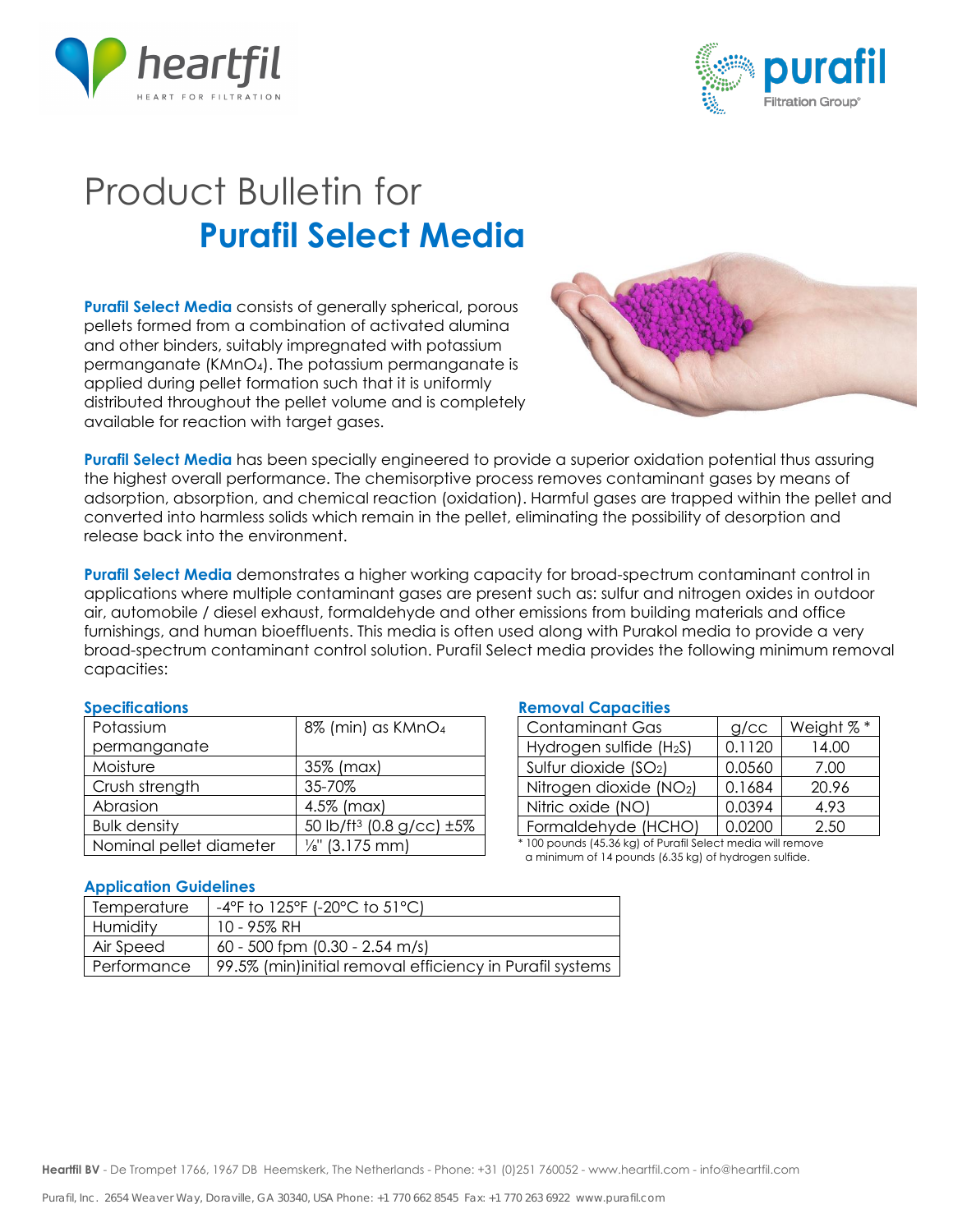# Product Bulletin for

## Purafil Select Media

**Purafil Select Media** consists of generally spherical, porous pellets formed from a combination of activated alumina and other binders, suitably impregnated with potassium permanganate ($KMnO_4$). The potassium permanganate is applied during pellet formation such that it is uniformly distributed throughout the pellet volume and is completely available for reaction with target gases.

**Purafil Select Media** has been specially engineered to provide a superior oxidation potential thus assuring the highest overall performance. The chemisorptive process removes contaminant gases by means of adsorption, absorption, and chemical reaction (oxidation). Harmful gases are trapped within the pellet and converted into harmless solids which remain in the pellet, eliminating the possibility of desorption and release back into the environment.

**Purafil Select Media** demonstrates a higher working capacity for broad-spectrum contaminant control in applications where multiple contaminant gases are present such as: sulfur and nitrogen oxides in outdoor air, automobile / diesel exhaust, formaldehyde and other emissions from building materials and office furnishings, and human bioeffluents. This media is often used along with Purakol media to provide a very broad-spectrum contaminant control solution. Purafil Select media provides the following minimum removal capacities:

### Specifications

| | |
|---|---|
| Potassium permanganate | 8% (min) as $KMnO_4$ |
| Moisture | 35% (max) |
| Crush strength | 35-70% |
| Abrasion | 4.5% (max) |
| Bulk density | 50 lb/ft³ (0.8 g/cc) ±5% |
| Nominal pellet diameter | ⅛" (3.175 mm) |

### Removal Capacities

| Contaminant Gas | g/cc | Weight % * |
|---|---|---|
| Hydrogen sulfide ($H_2S$) | 0.1120 | 14.00 |
| Sulfur dioxide ($SO_2$) | 0.0560 | 7.00 |
| Nitrogen dioxide ($NO_2$) | 0.1684 | 20.96 |
| Nitric oxide (NO) | 0.0394 | 4.93 |
| Formaldehyde (HCHO) | 0.0200 | 2.50 |

* 100 pounds (45.36 kg) of Purafil Select media will remove a minimum of 14 pounds (6.35 kg) of hydrogen sulfide.

### Application Guidelines

| | |
|---|---|
| Temperature | -4°F to 125°F (-20°C to 51°C) |
| Humidity | 10 - 95% RH |
| Air Speed | 60 - 500 fpm (0.30 - 2.54 m/s) |
| Performance | 99.5% (min)initial removal efficiency in Purafil systems |

**Heartfil BV** - De Trompet 1766, 1967 DB Heemskerk, The Netherlands - Phone: +31 (0)251 760052 - www.heartfil.com - info@heartfil.com

Purafil, Inc. 2654 Weaver Way, Doraville, GA 30340, USA Phone: +1 770 662 8545 Fax: +1 770 263 6922 www.purafil.com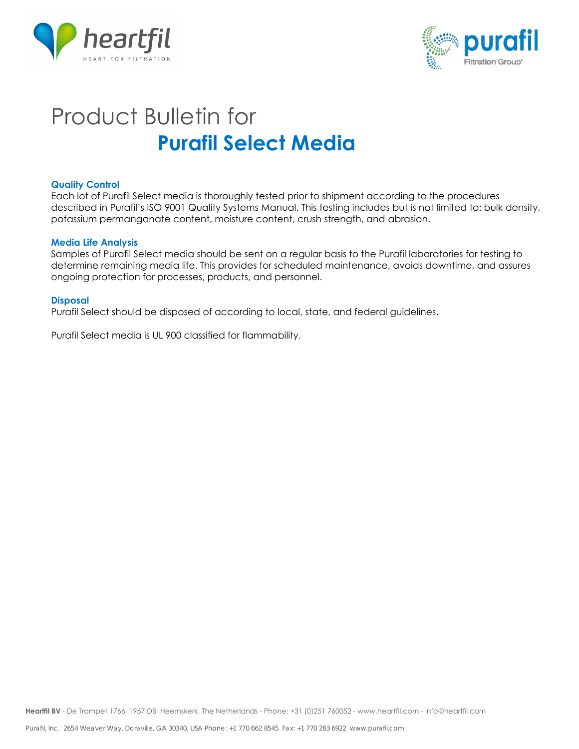# Product Bulletin for

## Purafil Select Media

### Quality Control

Each lot of Purafil Select media is thoroughly tested prior to shipment according to the procedures described in Purafil's ISO 9001 Quality Systems Manual. This testing includes but is not limited to: bulk density, potassium permanganate content, moisture content, crush strength, and abrasion.

### Media Life Analysis

Samples of Purafil Select media should be sent on a regular basis to the Purafil laboratories for testing to determine remaining media life. This provides for scheduled maintenance, avoids downtime, and assures ongoing protection for processes, products, and personnel.

### Disposal

Purafil Select should be disposed of according to local, state, and federal guidelines.

Purafil Select media is UL 900 classified for flammability.

**Heartfil BV** - De Trompet 1766, 1967 DB Heemskerk, The Netherlands - Phone: +31 (0)251 760052 - www.heartfil.com - info@heartfil.com

Purafil, Inc. 2654 Weaver Way, Doraville, GA 30340, USA Phone: +1 770 662 8545 Fax: +1 770 263 6922 www.purafil.com